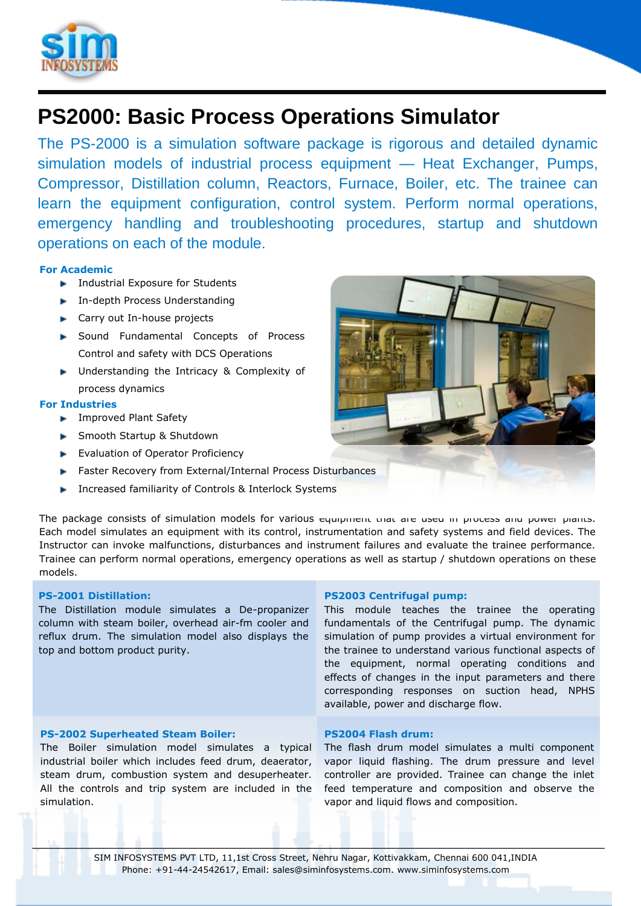# PS2000: Basic Process Operations Simulator

The PS-2000 is a simulation software package is rigorous and detailed dynamic simulation models of industrial process equipment — Heat Exchanger, Pumps, Compressor, Distillation column, Reactors, Furnace, Boiler, etc. The trainee can learn the equipment configuration, control system. Perform normal operations, emergency handling and troubleshooting procedures, startup and shutdown operations on each of the module.

**For Academic**

- Industrial Exposure for Students
- In-depth Process Understanding
- Carry out In-house projects
- Sound Fundamental Concepts of Process Control and safety with DCS Operations
- Understanding the Intricacy & Complexity of process dynamics

**For Industries**

- Improved Plant Safety
- Smooth Startup & Shutdown
- Evaluation of Operator Proficiency
- Faster Recovery from External/Internal Process Disturbances
- Increased familiarity of Controls & Interlock Systems

The package consists of simulation models for various equipment that are used in process and power plants. Each model simulates an equipment with its control, instrumentation and safety systems and field devices. The Instructor can invoke malfunctions, disturbances and instrument failures and evaluate the trainee performance. Trainee can perform normal operations, emergency operations as well as startup / shutdown operations on these models.

**PS-2001 Distillation:**
The Distillation module simulates a De-propanizer column with steam boiler, overhead air-fm cooler and reflux drum. The simulation model also displays the top and bottom product purity.

**PS2003 Centrifugal pump:**
This module teaches the trainee the operating fundamentals of the Centrifugal pump. The dynamic simulation of pump provides a virtual environment for the trainee to understand various functional aspects of the equipment, normal operating conditions and effects of changes in the input parameters and there corresponding responses on suction head, NPHS available, power and discharge flow.

**PS-2002 Superheated Steam Boiler:**
The Boiler simulation model simulates a typical industrial boiler which includes feed drum, deaerator, steam drum, combustion system and desuperheater. All the controls and trip system are included in the simulation.

**PS2004 Flash drum:**
The flash drum model simulates a multi component vapor liquid flashing. The drum pressure and level controller are provided. Trainee can change the inlet feed temperature and composition and observe the vapor and liquid flows and composition.

SIM INFOSYSTEMS PVT LTD, 11,1st Cross Street, Nehru Nagar, Kottivakkam, Chennai 600 041,INDIA
Phone: +91-44-24542617, Email: sales@siminfosystems.com. www.siminfosystems.com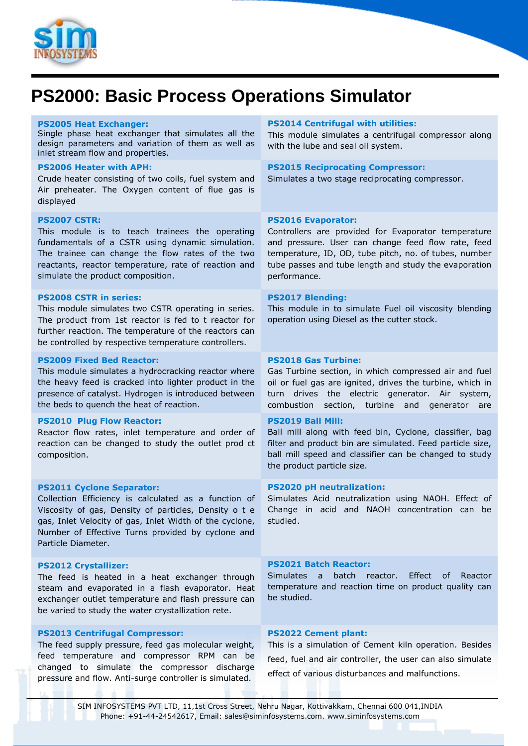# PS2000: Basic Process Operations Simulator

**PS2005 Heat Exchanger:**
Single phase heat exchanger that simulates all the design parameters and variation of them as well as inlet stream flow and properties.

**PS2006 Heater with APH:**
Crude heater consisting of two coils, fuel system and Air preheater. The Oxygen content of flue gas is displayed

**PS2007 CSTR:**
This module is to teach trainees the operating fundamentals of a CSTR using dynamic simulation. The trainee can change the flow rates of the two reactants, reactor temperature, rate of reaction and simulate the product composition.

**PS2008 CSTR in series:**
This module simulates two CSTR operating in series. The product from 1st reactor is fed to t reactor for further reaction. The temperature of the reactors can be controlled by respective temperature controllers.

**PS2009 Fixed Bed Reactor:**
This module simulates a hydrocracking reactor where the heavy feed is cracked into lighter product in the presence of catalyst. Hydrogen is introduced between the beds to quench the heat of reaction.

**PS2010 Plug Flow Reactor:**
Reactor flow rates, inlet temperature and order of reaction can be changed to study the outlet prod ct composition.

**PS2011 Cyclone Separator:**
Collection Efficiency is calculated as a function of Viscosity of gas, Density of particles, Density o t e gas, Inlet Velocity of gas, Inlet Width of the cyclone, Number of Effective Turns provided by cyclone and Particle Diameter.

**PS2012 Crystallizer:**
The feed is heated in a heat exchanger through steam and evaporated in a flash evaporator. Heat exchanger outlet temperature and flash pressure can be varied to study the water crystallization rete.

**PS2013 Centrifugal Compressor:**
The feed supply pressure, feed gas molecular weight, feed temperature and compressor RPM can be changed to simulate the compressor discharge pressure and flow. Anti-surge controller is simulated.

**PS2014 Centrifugal with utilities:**
This module simulates a centrifugal compressor along with the lube and seal oil system.

**PS2015 Reciprocating Compressor:**
Simulates a two stage reciprocating compressor.

**PS2016 Evaporator:**
Controllers are provided for Evaporator temperature and pressure. User can change feed flow rate, feed temperature, ID, OD, tube pitch, no. of tubes, number tube passes and tube length and study the evaporation performance.

**PS2017 Blending:**
This module in to simulate Fuel oil viscosity blending operation using Diesel as the cutter stock.

**PS2018 Gas Turbine:**
Gas Turbine section, in which compressed air and fuel oil or fuel gas are ignited, drives the turbine, which in turn drives the electric generator. Air system, combustion section, turbine and generator are

**PS2019 Ball Mill:**
Ball mill along with feed bin, Cyclone, classifier, bag filter and product bin are simulated. Feed particle size, ball mill speed and classifier can be changed to study the product particle size.

**PS2020 pH neutralization:**
Simulates Acid neutralization using NAOH. Effect of Change in acid and NAOH concentration can be studied.

**PS2021 Batch Reactor:**
Simulates a batch reactor. Effect of Reactor temperature and reaction time on product quality can be studied.

**PS2022 Cement plant:**
This is a simulation of Cement kiln operation. Besides feed, fuel and air controller, the user can also simulate effect of various disturbances and malfunctions.

SIM INFOSYSTEMS PVT LTD, 11,1st Cross Street, Nehru Nagar, Kottivakkam, Chennai 600 041,INDIA
Phone: +91-44-24542617, Email: sales@siminfosystems.com. www.siminfosystems.com